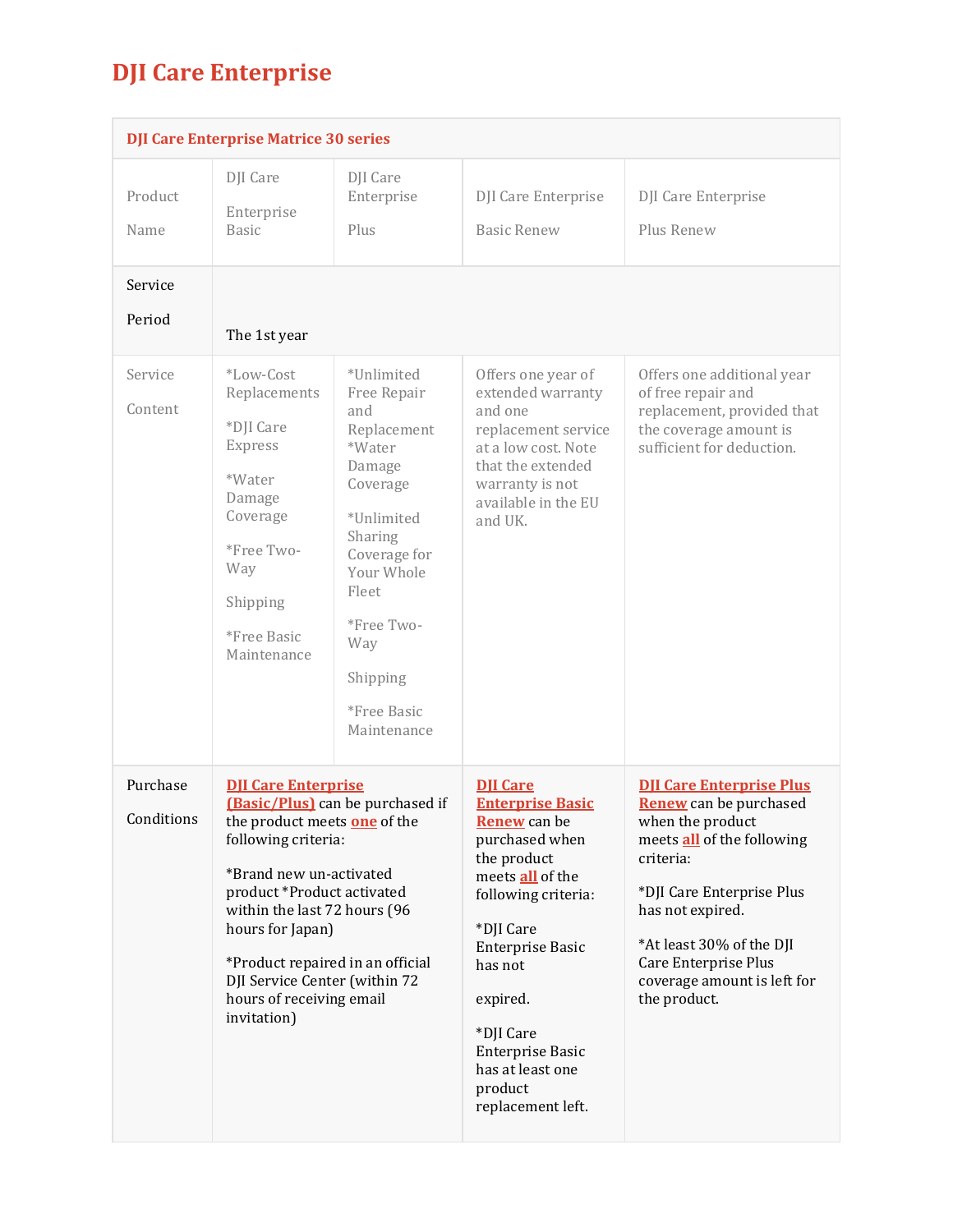# DJI Care Enterprise

| DJI Care Enterprise Matrice 30 series | | | | |
|---|---|---|---|---|
| Product Name | DJI Care Enterprise Basic | DJI Care Enterprise Plus | DJI Care Enterprise Basic Renew | DJI Care Enterprise Plus Renew |
| Service Period | The 1st year | | | |
| Service Content | *Low-Cost Replacements<br><br>*DJI Care Express<br><br>*Water Damage Coverage<br><br>*Free Two-Way Shipping<br><br>*Free Basic Maintenance | *Unlimited Free Repair and Replacement *Water Damage Coverage<br><br>*Unlimited Sharing Coverage for Your Whole Fleet<br><br>*Free Two-Way Shipping<br><br>*Free Basic Maintenance | Offers one year of extended warranty and one replacement service at a low cost. Note that the extended warranty is not available in the EU and UK. | Offers one additional year of free repair and replacement, provided that the coverage amount is sufficient for deduction. |
| Purchase Conditions | DJI Care Enterprise (Basic/Plus) can be purchased if the product meets one of the following criteria:<br><br>*Brand new un-activated product *Product activated within the last 72 hours (96 hours for Japan)<br><br>*Product repaired in an official DJI Service Center (within 72 hours of receiving email invitation) | | DJI Care Enterprise Basic Renew can be purchased when the product meets all of the following criteria:<br><br>*DJI Care Enterprise Basic has not expired.<br><br>*DJI Care Enterprise Basic has at least one product replacement left. | DJI Care Enterprise Plus Renew can be purchased when the product meets all of the following criteria:<br><br>*DJI Care Enterprise Plus has not expired.<br><br>*At least 30% of the DJI Care Enterprise Plus coverage amount is left for the product. |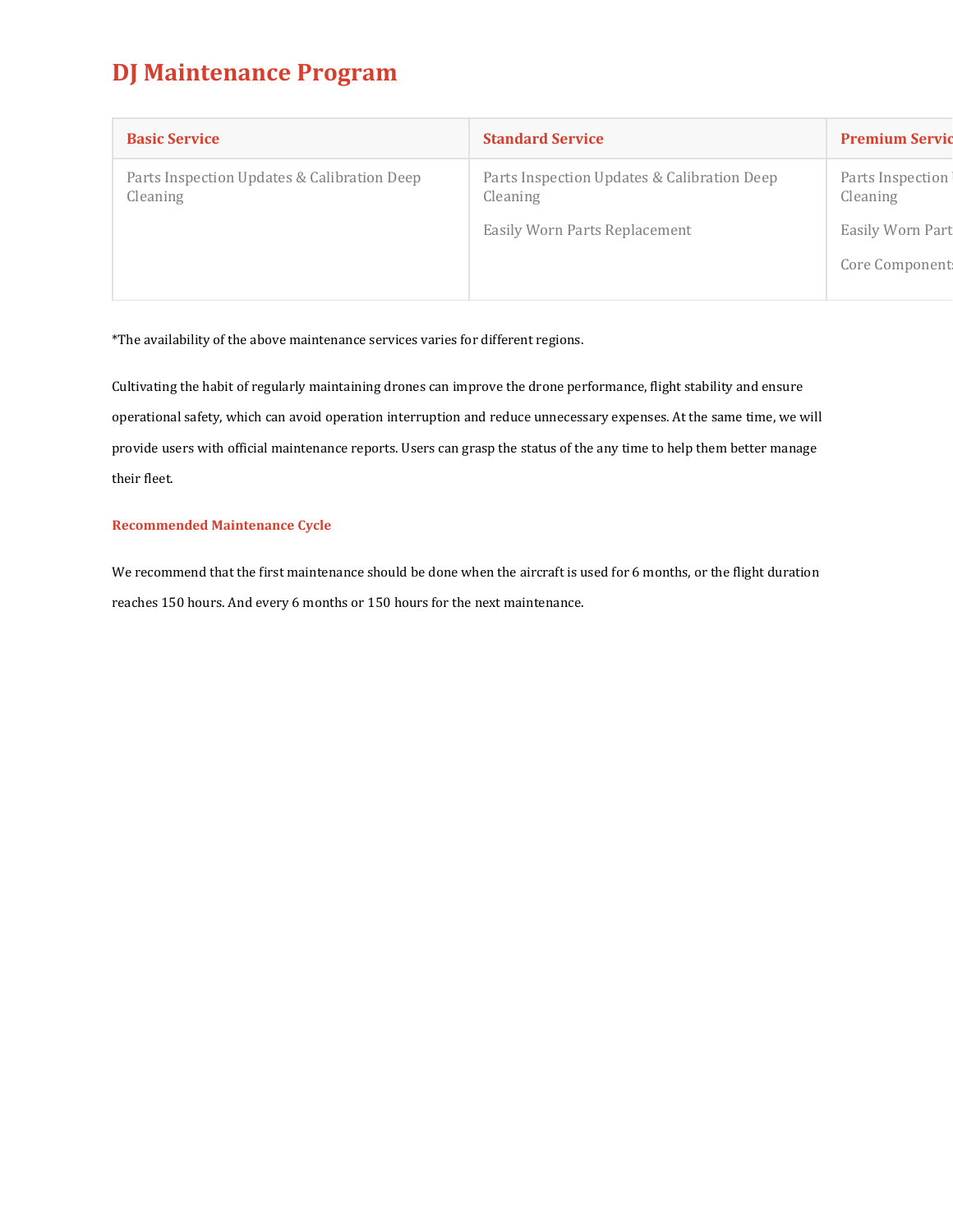# DJ Maintenance Program

| Basic Service | Standard Service | Premium Servic |
|---|---|---|
| Parts Inspection Updates & Calibration Deep Cleaning | Parts Inspection Updates & Calibration Deep Cleaning<br><br>Easily Worn Parts Replacement | Parts Inspection Cleaning<br><br>Easily Worn Part<br><br>Core Components |

*The availability of the above maintenance services varies for different regions.

Cultivating the habit of regularly maintaining drones can improve the drone performance, flight stability and ensure operational safety, which can avoid operation interruption and reduce unnecessary expenses. At the same time, we will provide users with official maintenance reports. Users can grasp the status of the any time to help them better manage their fleet.

### Recommended Maintenance Cycle

We recommend that the first maintenance should be done when the aircraft is used for 6 months, or the flight duration reaches 150 hours. And every 6 months or 150 hours for the next maintenance.